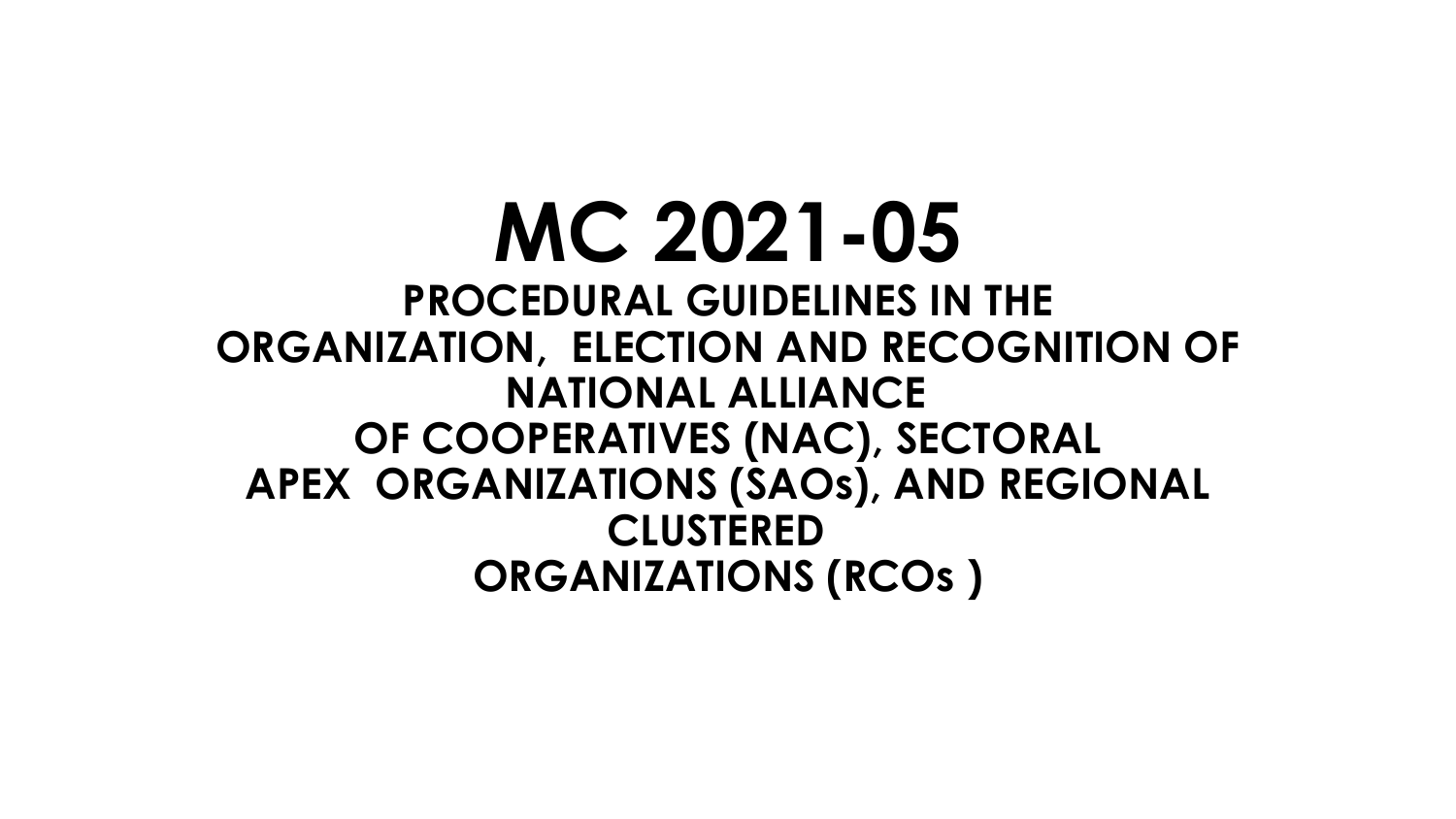# MC 2021-05

## PROCEDURAL GUIDELINES IN THE ORGANIZATION, ELECTION AND RECOGNITION OF NATIONAL ALLIANCE OF COOPERATIVES (NAC), SECTORAL APEX ORGANIZATIONS (SAOs), AND REGIONAL CLUSTERED ORGANIZATIONS (RCOs )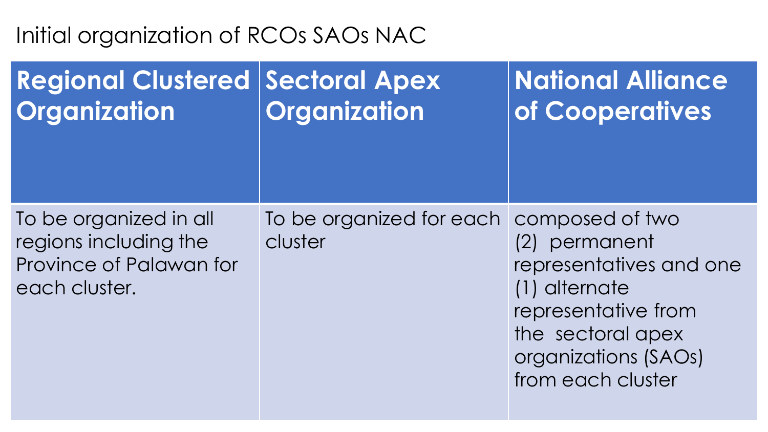# Initial organization of RCOs SAOs NAC

| Regional Clustered Organization | Sectoral Apex Organization | National Alliance of Cooperatives |
| --- | --- | --- |
| To be organized in all regions including the Province of Palawan for each cluster. | To be organized for each cluster | composed of two (2) permanent representatives and one (1) alternate representative from the sectoral apex organizations (SAOs) from each cluster |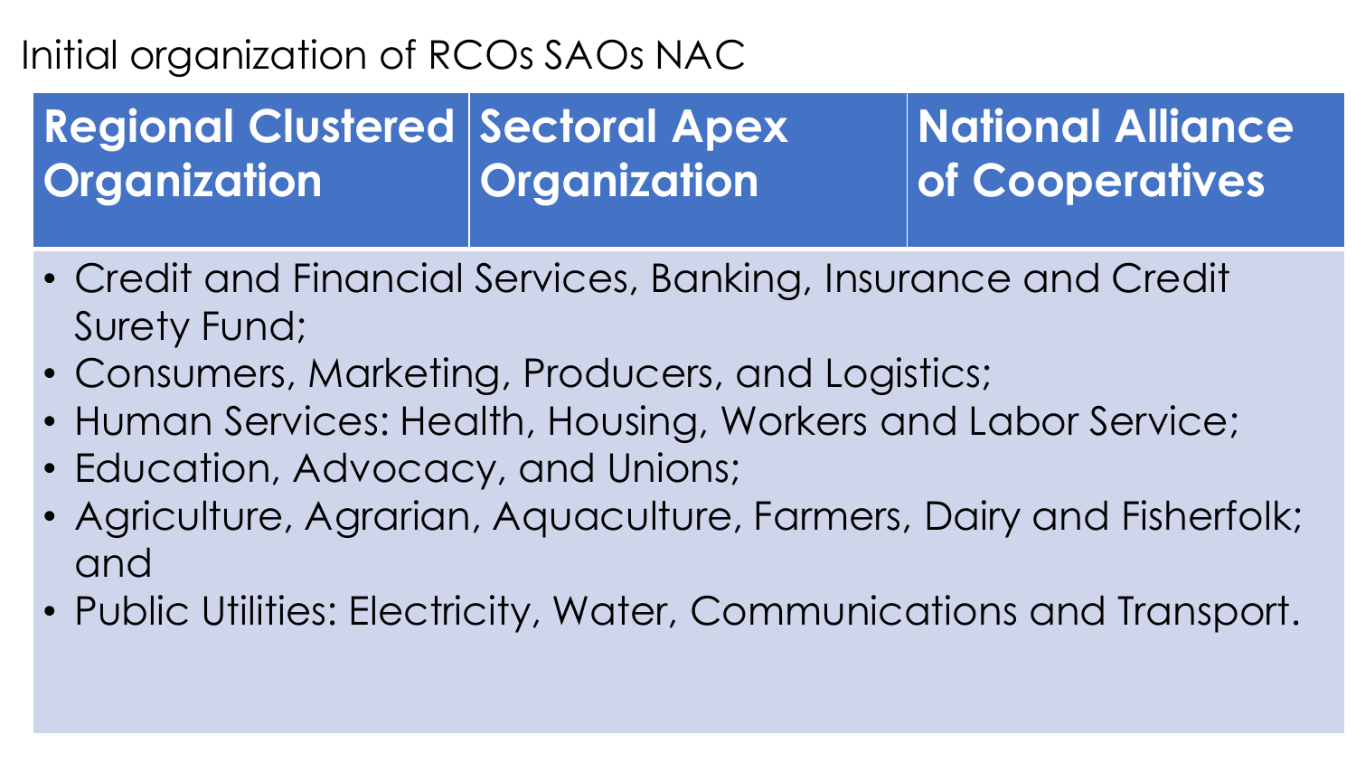# Initial organization of RCOs SAOs NAC

| Regional Clustered Organization | Sectoral Apex Organization | National Alliance of Cooperatives |
| --- | --- | --- |

- Credit and Financial Services, Banking, Insurance and Credit Surety Fund;
- Consumers, Marketing, Producers, and Logistics;
- Human Services: Health, Housing, Workers and Labor Service;
- Education, Advocacy, and Unions;
- Agriculture, Agrarian, Aquaculture, Farmers, Dairy and Fisherfolk; and
- Public Utilities: Electricity, Water, Communications and Transport.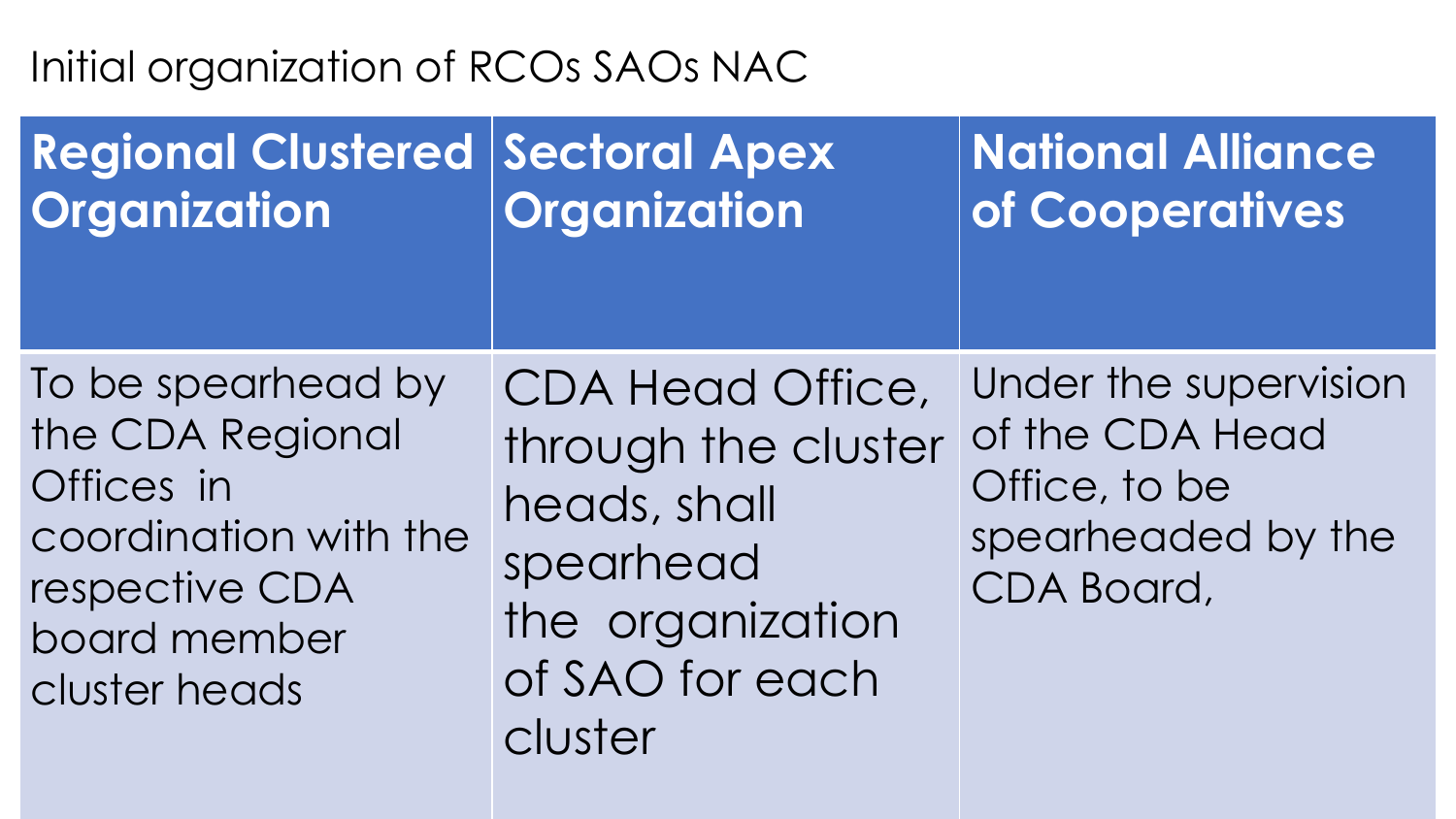Initial organization of RCOs SAOs NAC

| Regional Clustered Organization | Sectoral Apex Organization | National Alliance of Cooperatives |
| --- | --- | --- |
| To be spearhead by the CDA Regional Offices in coordination with the respective CDA board member cluster heads | CDA Head Office, through the cluster heads, shall spearhead the organization of SAO for each cluster | Under the supervision of the CDA Head Office, to be spearheaded by the CDA Board, |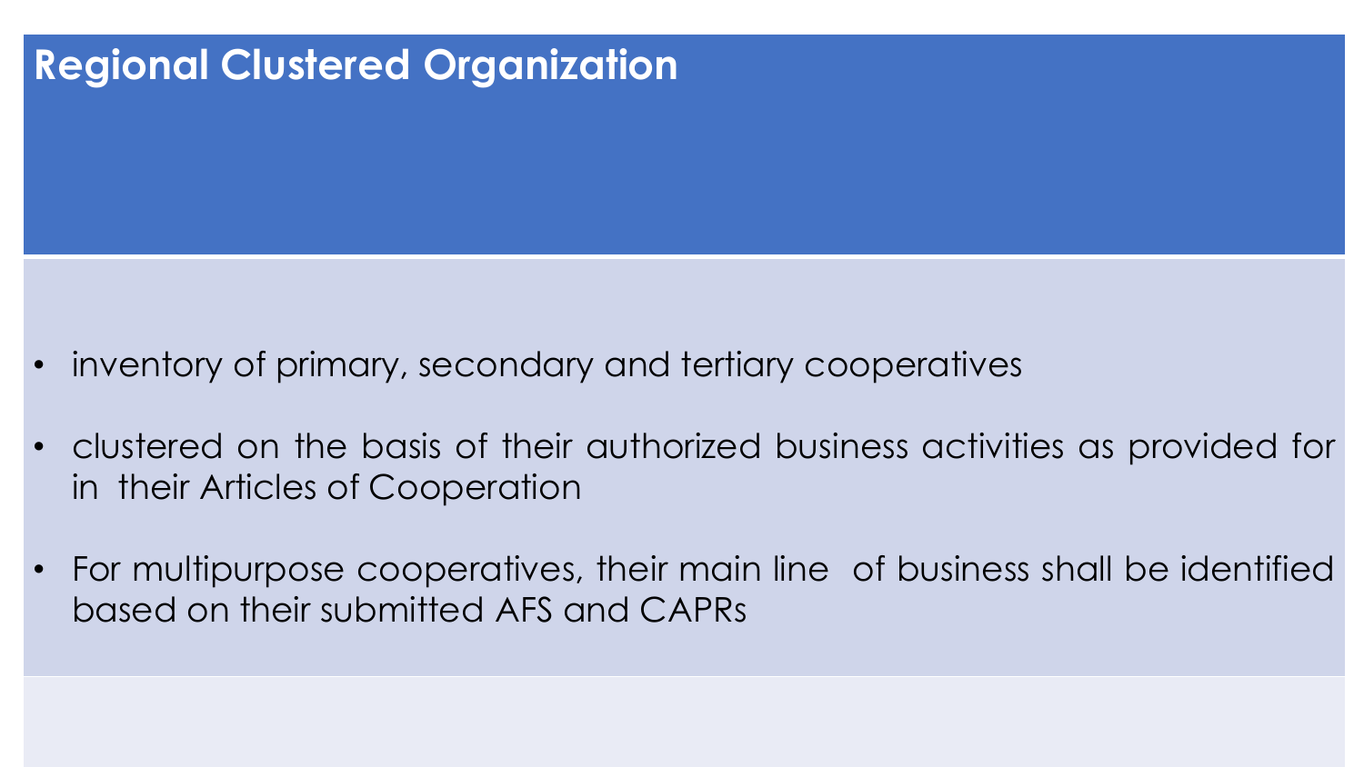# Regional Clustered Organization

- inventory of primary, secondary and tertiary cooperatives
- clustered on the basis of their authorized business activities as provided for in their Articles of Cooperation
- For multipurpose cooperatives, their main line of business shall be identified based on their submitted AFS and CAPRs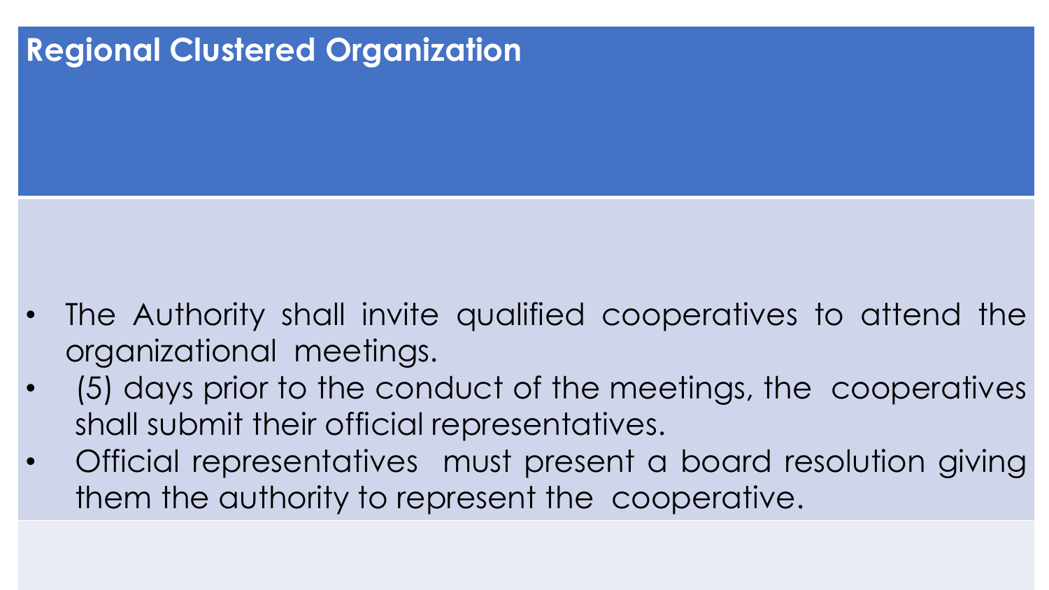# Regional Clustered Organization

- The Authority shall invite qualified cooperatives to attend the organizational meetings.
- (5) days prior to the conduct of the meetings, the cooperatives shall submit their official representatives.
- Official representatives must present a board resolution giving them the authority to represent the cooperative.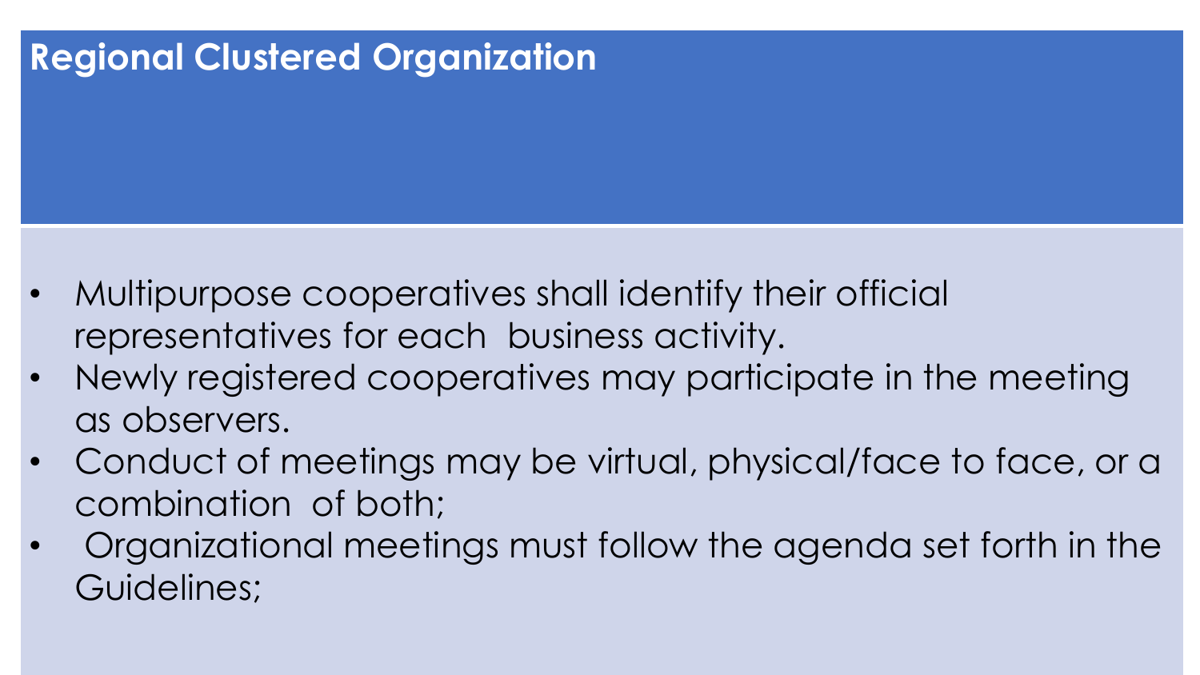# Regional Clustered Organization

- Multipurpose cooperatives shall identify their official representatives for each business activity.
- Newly registered cooperatives may participate in the meeting as observers.
- Conduct of meetings may be virtual, physical/face to face, or a combination of both;
- Organizational meetings must follow the agenda set forth in the Guidelines;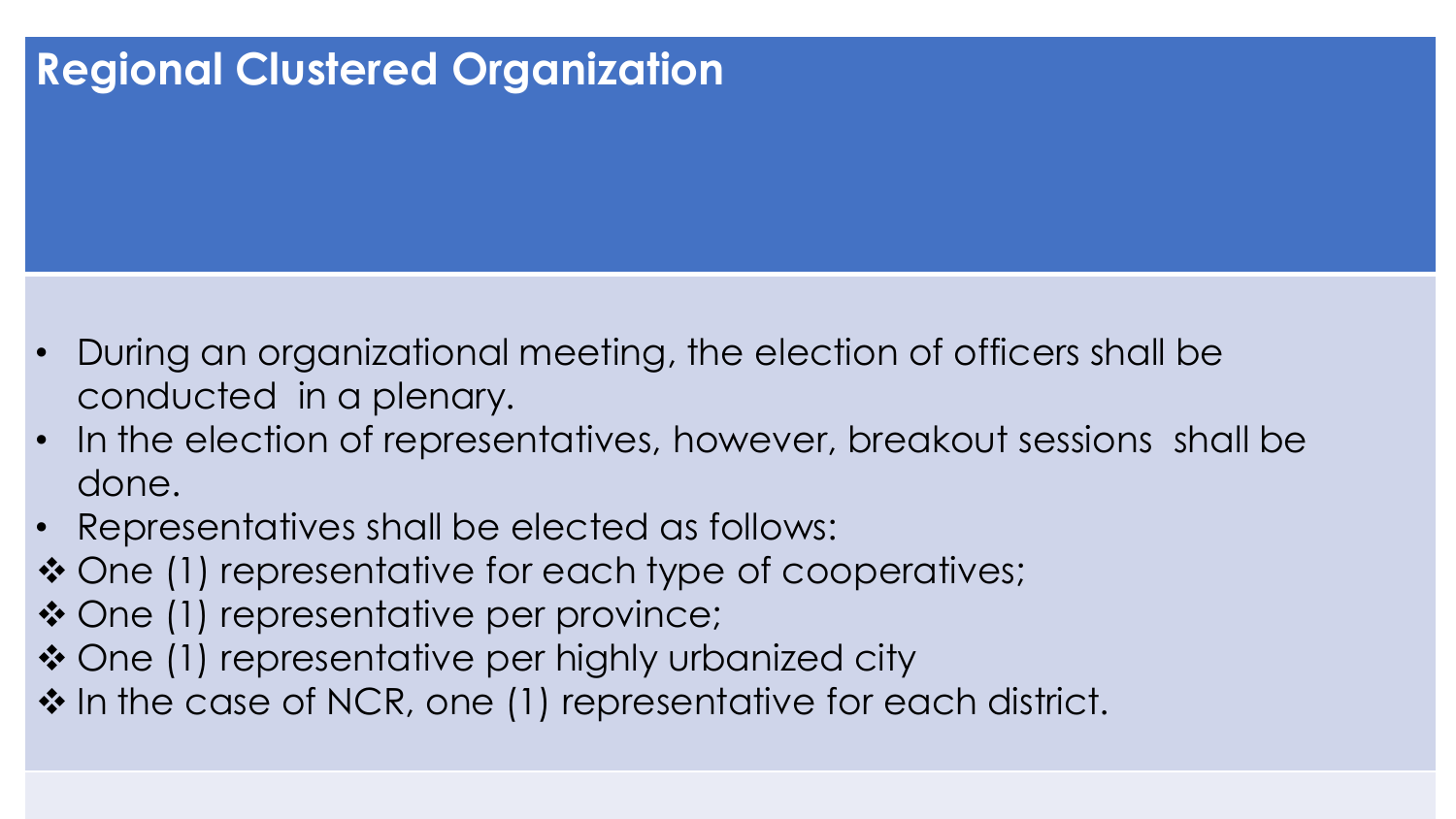# Regional Clustered Organization

- During an organizational meeting, the election of officers shall be conducted in a plenary.
- In the election of representatives, however, breakout sessions shall be done.
- Representatives shall be elected as follows:

❖ One (1) representative for each type of cooperatives;
❖ One (1) representative per province;
❖ One (1) representative per highly urbanized city
❖ In the case of NCR, one (1) representative for each district.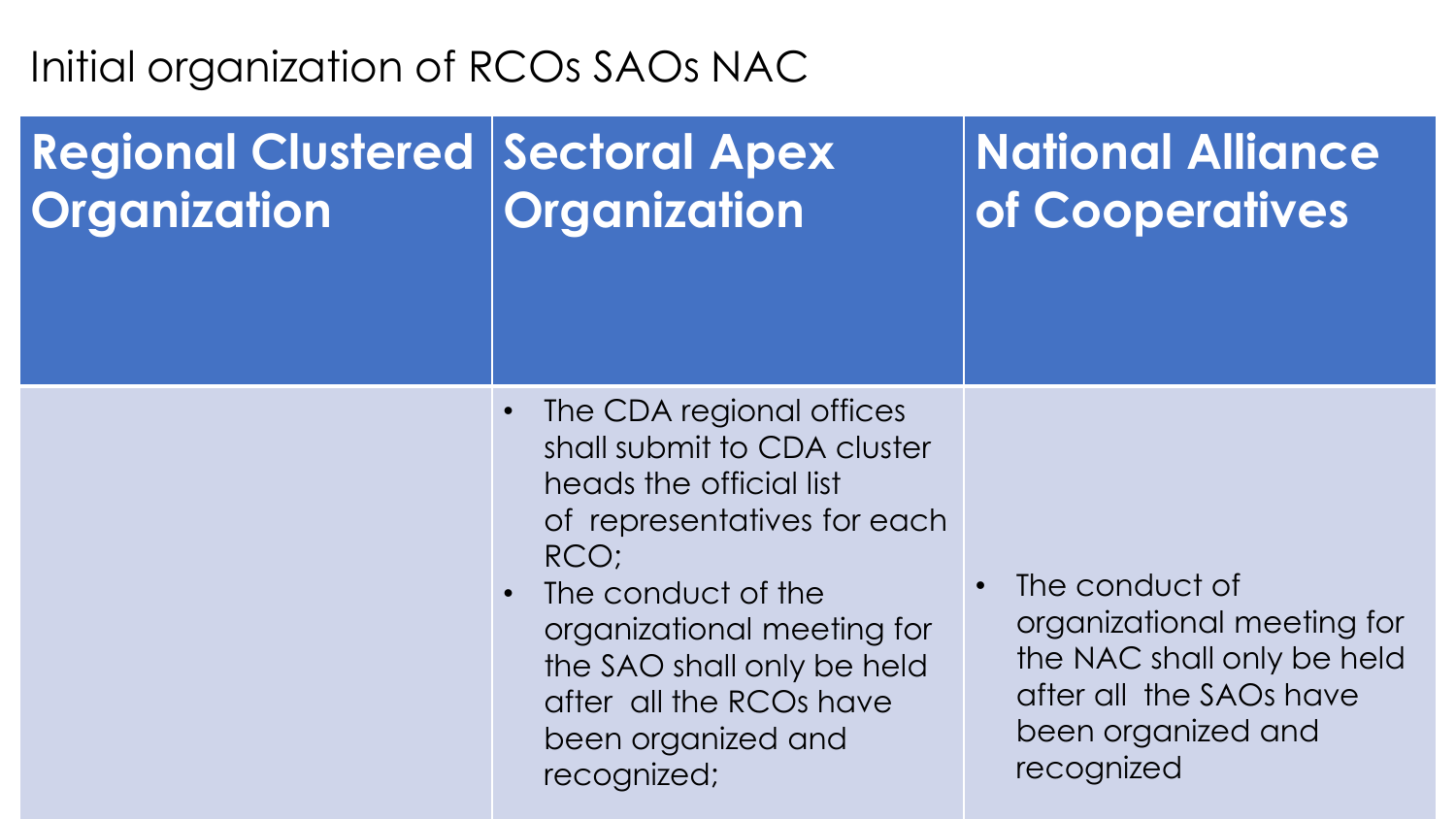# Initial organization of RCOs SAOs NAC

| Regional Clustered Organization | Sectoral Apex Organization | National Alliance of Cooperatives |
| --- | --- | --- |
| | • The CDA regional offices shall submit to CDA cluster heads the official list of representatives for each RCO;<br>• The conduct of the organizational meeting for the SAO shall only be held after all the RCOs have been organized and recognized; | • The conduct of organizational meeting for the NAC shall only be held after all the SAOs have been organized and recognized |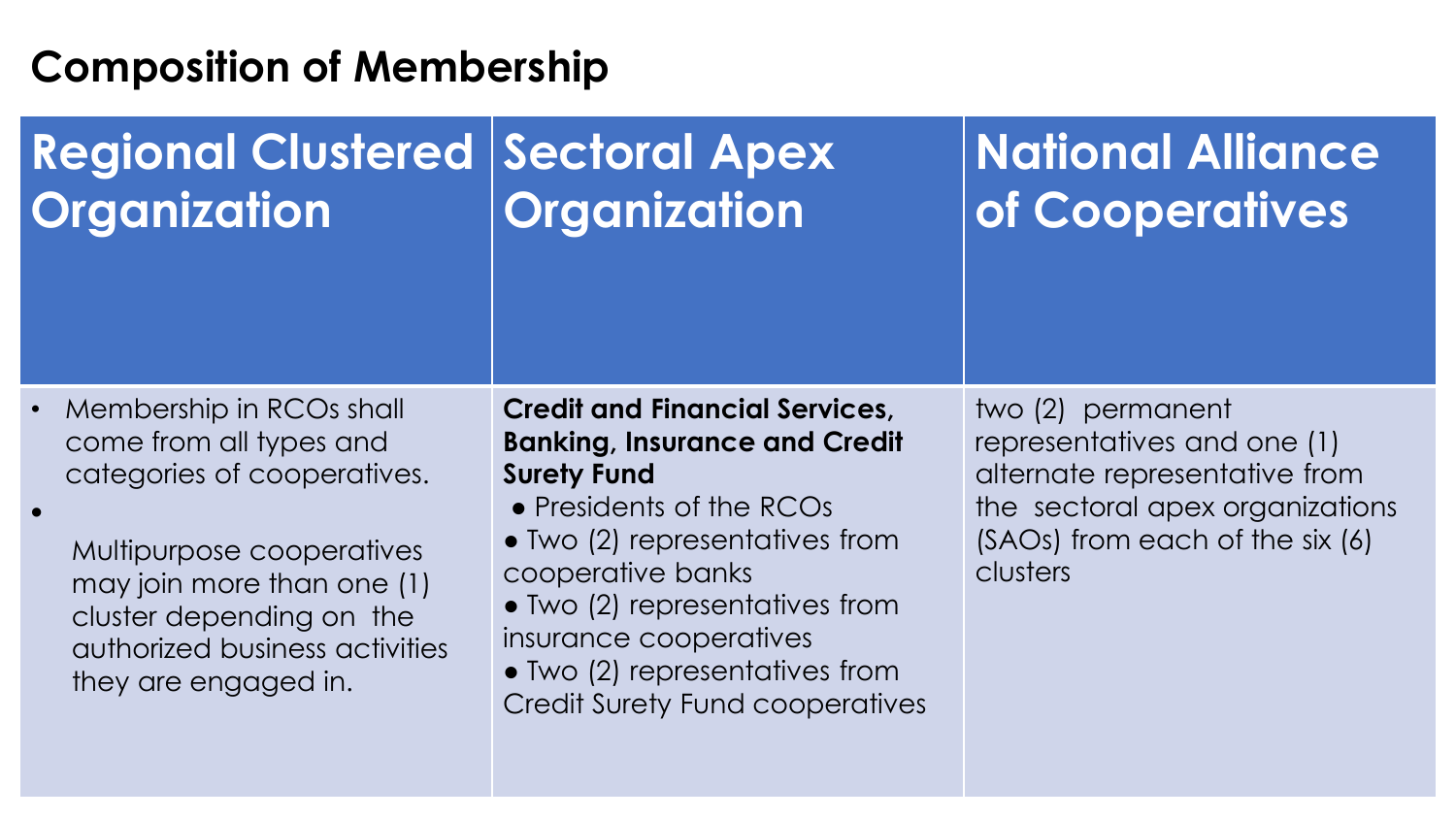## Composition of Membership

| Regional Clustered Organization | Sectoral Apex Organization | National Alliance of Cooperatives |
| --- | --- | --- |
| • Membership in RCOs shall come from all types and categories of cooperatives.<br>• Multipurpose cooperatives may join more than one (1) cluster depending on the authorized business activities they are engaged in. | **Credit and Financial Services, Banking, Insurance and Credit Surety Fund**<br>● Presidents of the RCOs<br>● Two (2) representatives from cooperative banks<br>● Two (2) representatives from insurance cooperatives<br>● Two (2) representatives from Credit Surety Fund cooperatives | two (2) permanent representatives and one (1) alternate representative from the sectoral apex organizations (SAOs) from each of the six (6) clusters |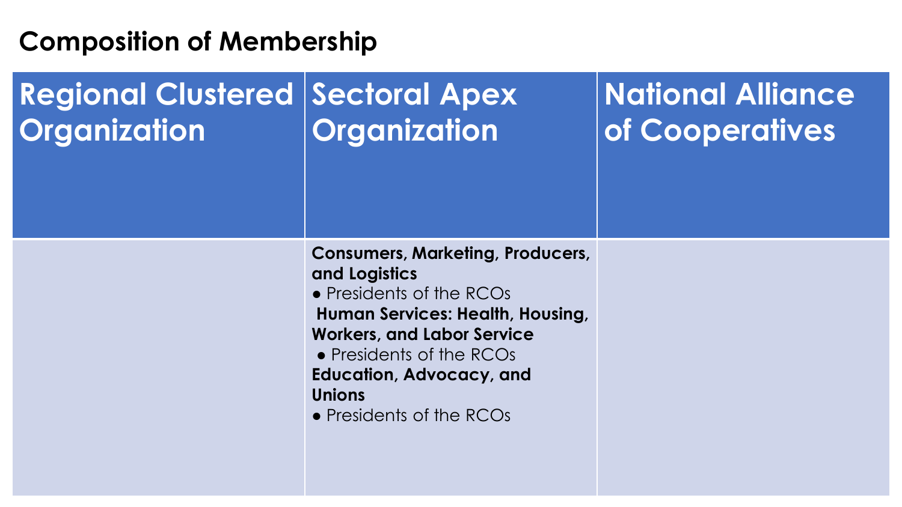## Composition of Membership

| Regional Clustered Organization | Sectoral Apex Organization | National Alliance of Cooperatives |
|---|---|---|
| | **Consumers, Marketing, Producers, and Logistics**<br>● Presidents of the RCOs<br>**Human Services: Health, Housing, Workers, and Labor Service**<br>● Presidents of the RCOs<br>**Education, Advocacy, and Unions**<br>● Presidents of the RCOs | |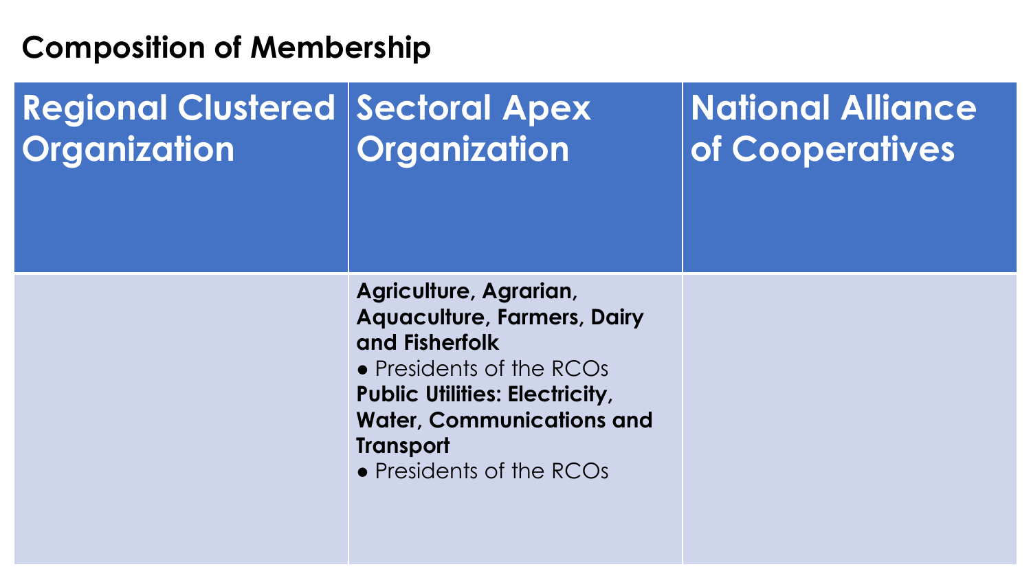## Composition of Membership

| Regional Clustered Organization | Sectoral Apex Organization | National Alliance of Cooperatives |
|---|---|---|
| | **Agriculture, Agrarian, Aquaculture, Farmers, Dairy and Fisherfolk**<br>● Presidents of the RCOs<br>**Public Utilities: Electricity, Water, Communications and Transport**<br>● Presidents of the RCOs | |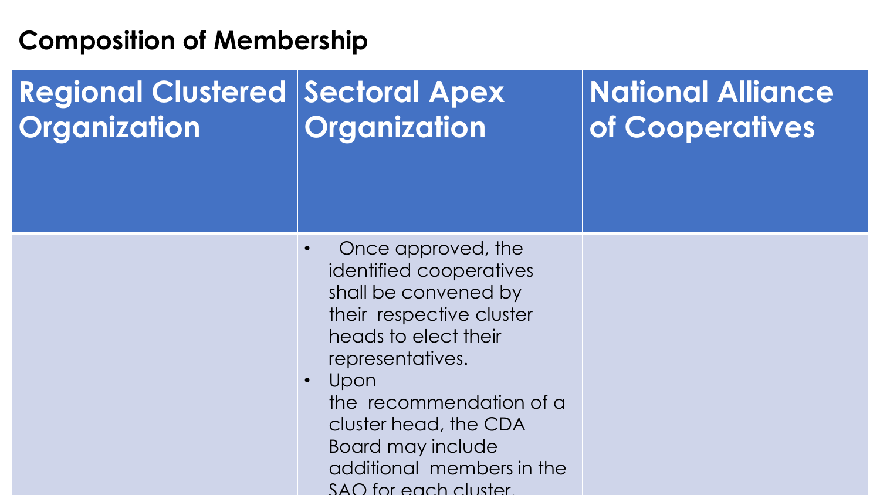## Composition of Membership

| Regional Clustered Organization | Sectoral Apex Organization | National Alliance of Cooperatives |
| --- | --- | --- |
| | • Once approved, the identified cooperatives shall be convened by their respective cluster heads to elect their representatives.<br>• Upon the recommendation of a cluster head, the CDA Board may include additional members in the SAO for each cluster. | |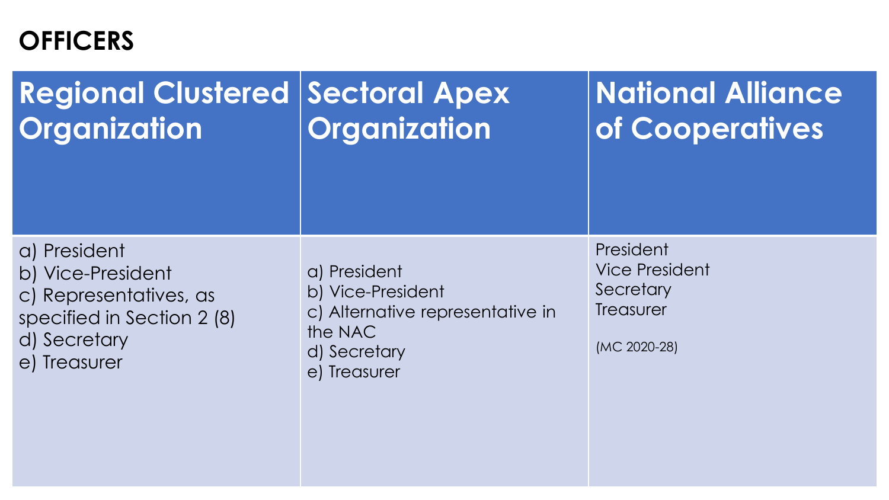# OFFICERS

| Regional Clustered Organization | Sectoral Apex Organization | National Alliance of Cooperatives |
|---|---|---|
| a) President<br>b) Vice-President<br>c) Representatives, as specified in Section 2 (8)<br>d) Secretary<br>e) Treasurer | a) President<br>b) Vice-President<br>c) Alternative representative in the NAC<br>d) Secretary<br>e) Treasurer | President<br>Vice President<br>Secretary<br>Treasurer<br><br>(MC 2020-28) |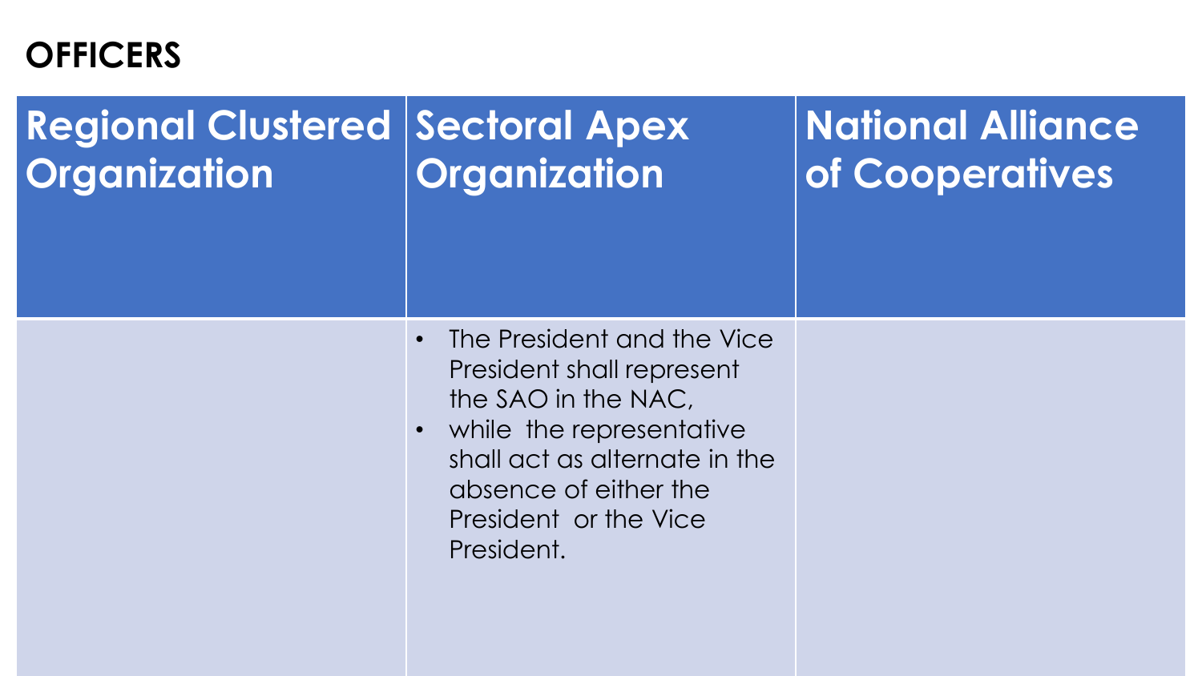# OFFICERS

| Regional Clustered Organization | Sectoral Apex Organization | National Alliance of Cooperatives |
|---|---|---|
| | • The President and the Vice President shall represent the SAO in the NAC, <br>• while the representative shall act as alternate in the absence of either the President or the Vice President. | |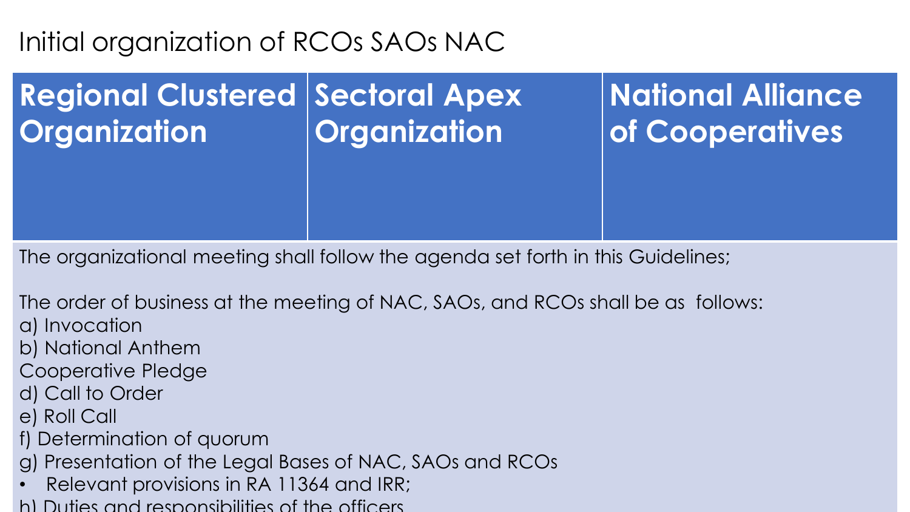# Initial organization of RCOs SAOs NAC

| Regional Clustered Organization | Sectoral Apex Organization | National Alliance of Cooperatives |
| --- | --- | --- |

The organizational meeting shall follow the agenda set forth in this Guidelines;

The order of business at the meeting of NAC, SAOs, and RCOs shall be as follows:

a) Invocation
b) National Anthem
Cooperative Pledge
d) Call to Order
e) Roll Call
f) Determination of quorum
g) Presentation of the Legal Bases of NAC, SAOs and RCOs
- Relevant provisions in RA 11364 and IRR;

h) Duties and responsibilities of the officers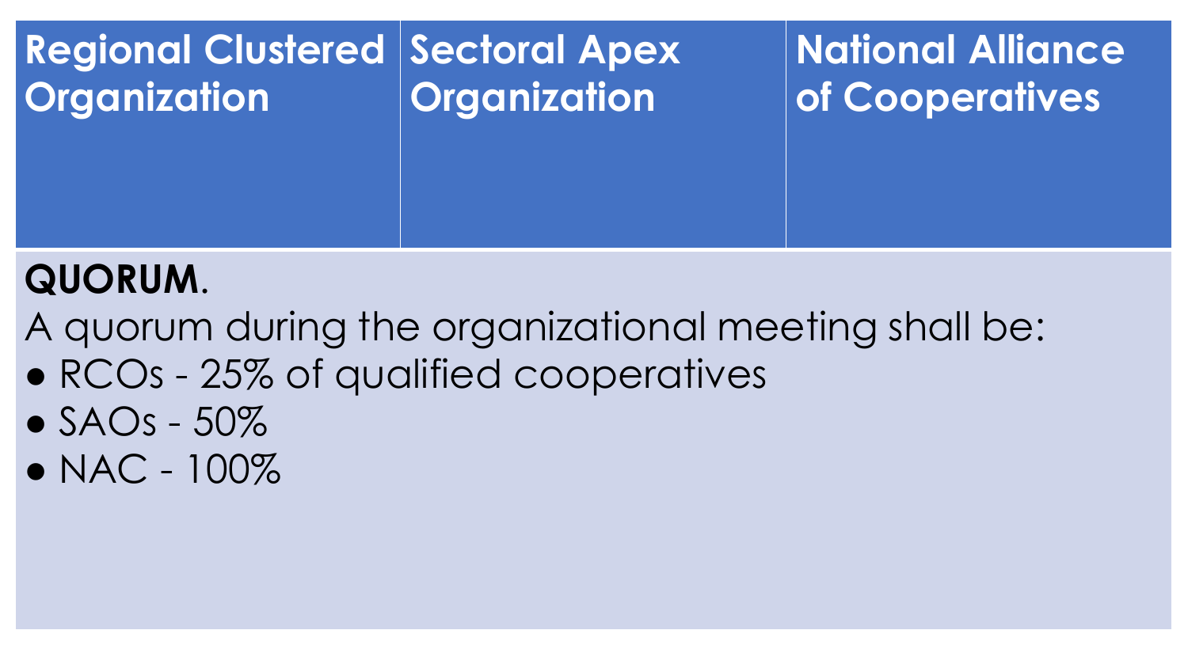| Regional Clustered Organization | Sectoral Apex Organization | National Alliance of Cooperatives |
| --- | --- | --- |

**QUORUM**.

A quorum during the organizational meeting shall be:

- RCOs - 25% of qualified cooperatives
- SAOs - 50%
- NAC - 100%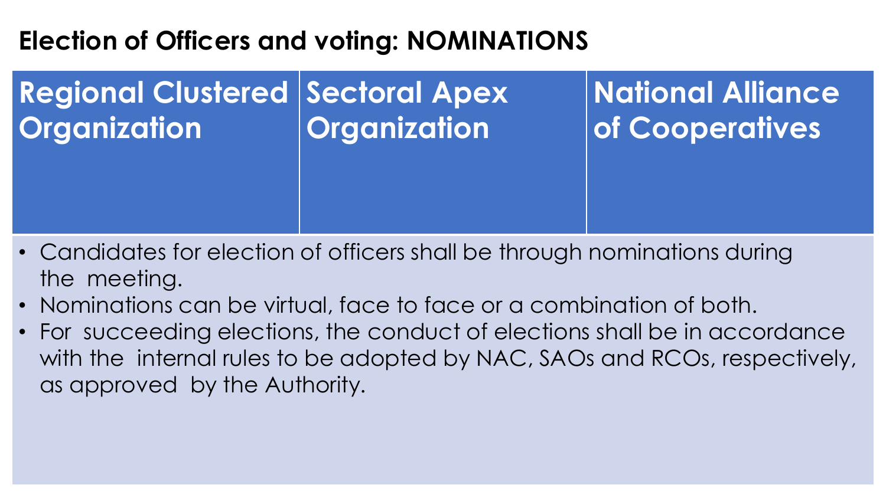# Election of Officers and voting: NOMINATIONS

| Regional Clustered Organization | Sectoral Apex Organization | National Alliance of Cooperatives |
| --- | --- | --- |

- Candidates for election of officers shall be through nominations during the meeting.
- Nominations can be virtual, face to face or a combination of both.
- For succeeding elections, the conduct of elections shall be in accordance with the internal rules to be adopted by NAC, SAOs and RCOs, respectively, as approved by the Authority.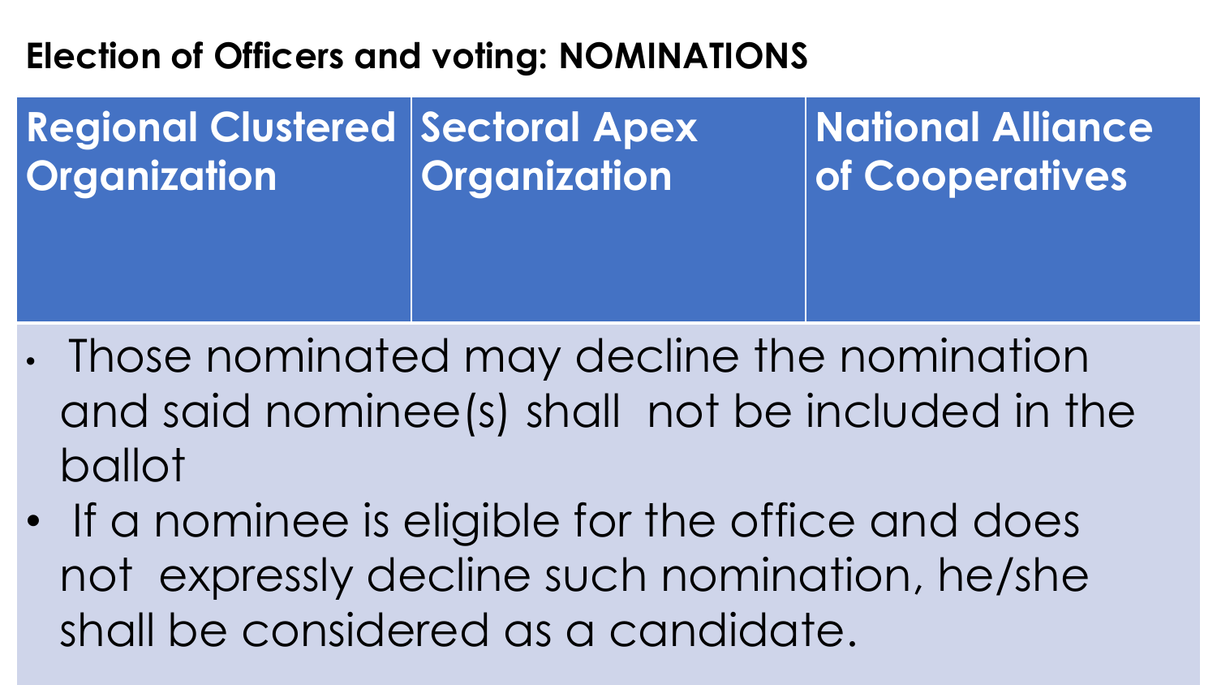## Election of Officers and voting: NOMINATIONS

| Regional Clustered Organization | Sectoral Apex Organization | National Alliance of Cooperatives |
|---|---|---|
| | | |

- Those nominated may decline the nomination and said nominee(s) shall not be included in the ballot
- If a nominee is eligible for the office and does not expressly decline such nomination, he/she shall be considered as a candidate.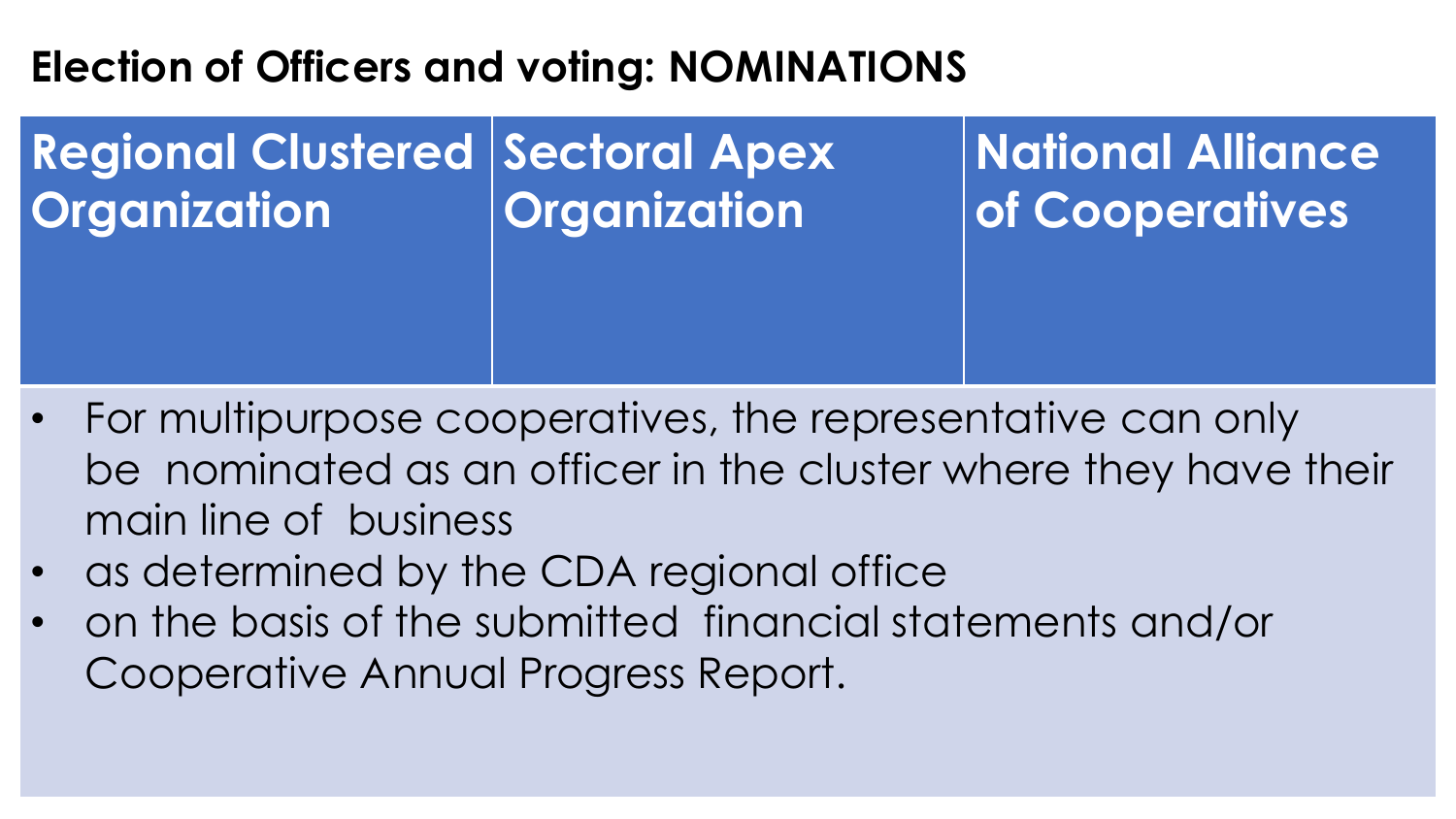## Election of Officers and voting: NOMINATIONS

| Regional Clustered Organization | Sectoral Apex Organization | National Alliance of Cooperatives |
|---|---|---|

- For multipurpose cooperatives, the representative can only be nominated as an officer in the cluster where they have their main line of business
- as determined by the CDA regional office
- on the basis of the submitted financial statements and/or Cooperative Annual Progress Report.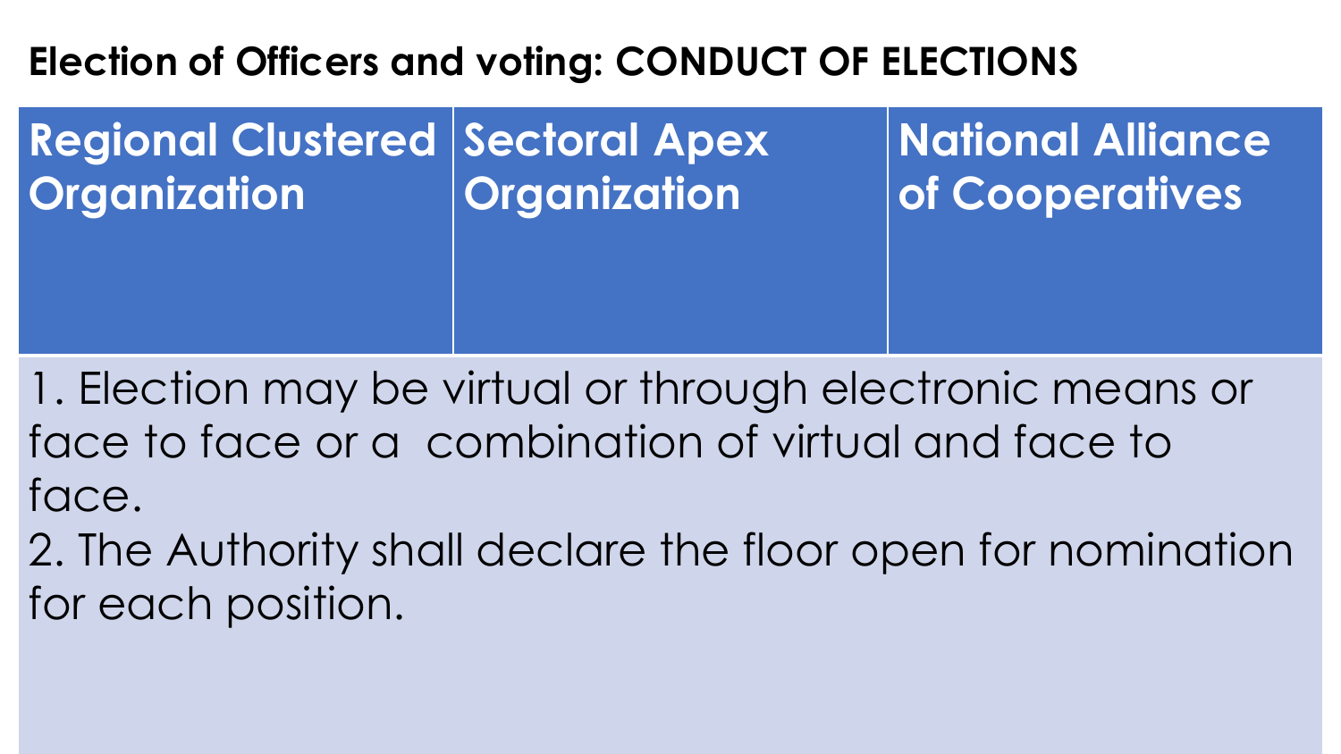**Election of Officers and voting: CONDUCT OF ELECTIONS**

| Regional Clustered Organization | Sectoral Apex Organization | National Alliance of Cooperatives |
| --- | --- | --- |
| 1. Election may be virtual or through electronic means or face to face or a combination of virtual and face to face.<br>2. The Authority shall declare the floor open for nomination for each position. | | |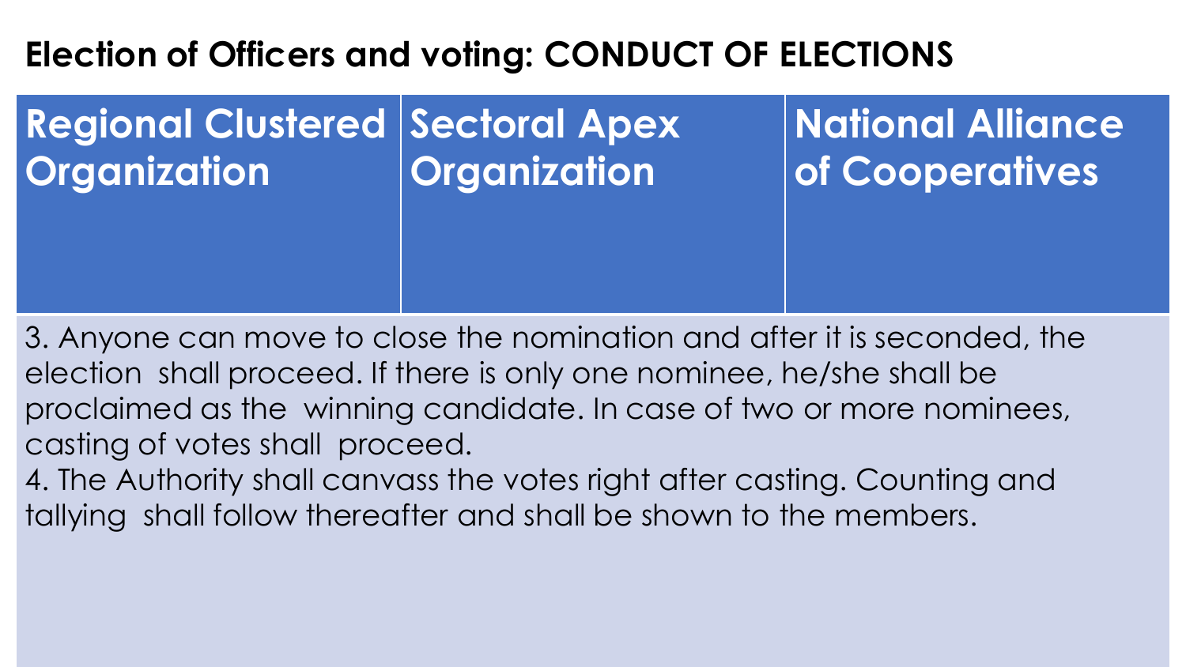## Election of Officers and voting: CONDUCT OF ELECTIONS

| Regional Clustered Organization | Sectoral Apex Organization | National Alliance of Cooperatives |
|---|---|---|
| 3. Anyone can move to close the nomination and after it is seconded, the election shall proceed. If there is only one nominee, he/she shall be proclaimed as the winning candidate. In case of two or more nominees, casting of votes shall proceed.<br>4. The Authority shall canvass the votes right after casting. Counting and tallying shall follow thereafter and shall be shown to the members. | | |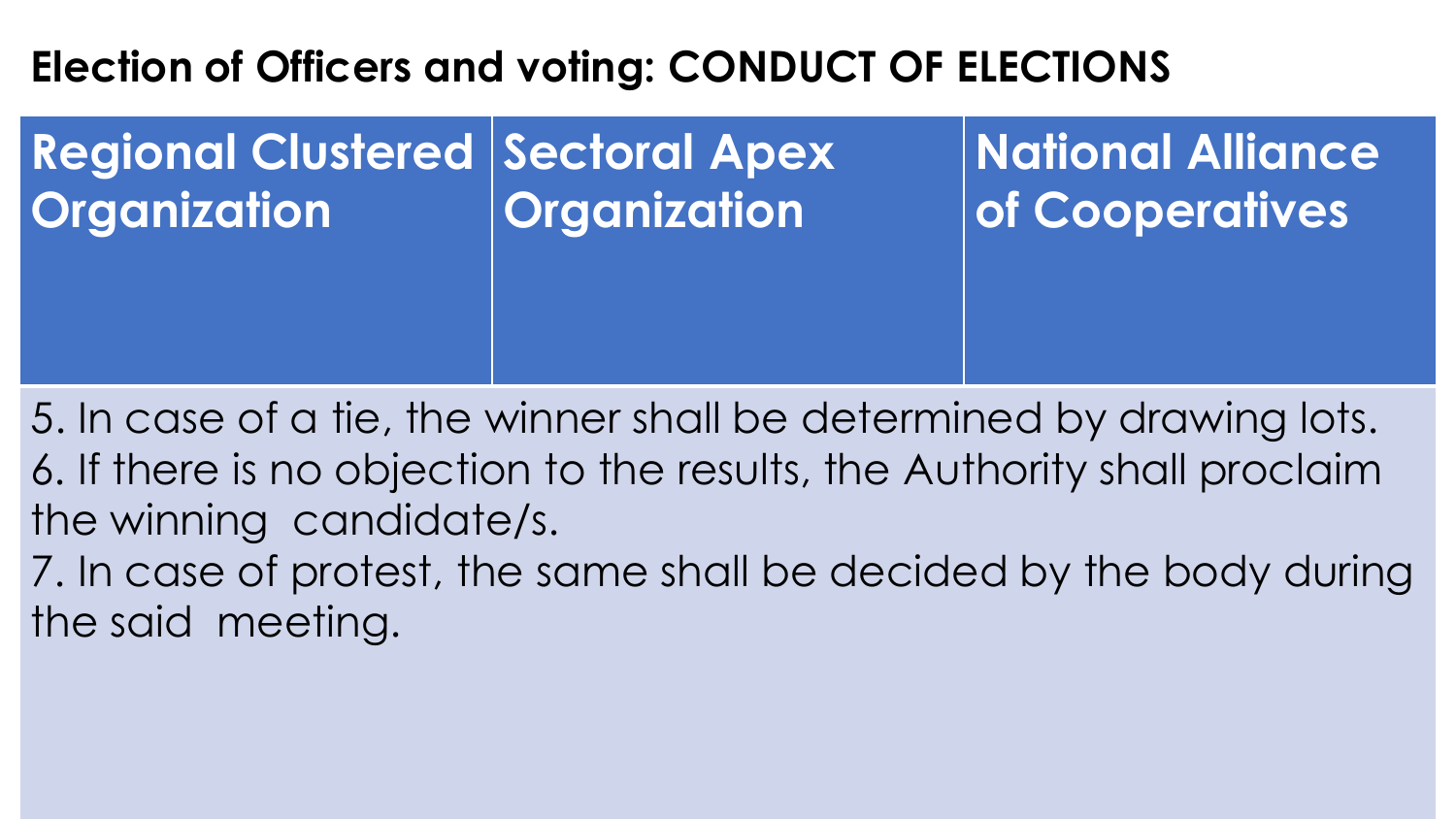## Election of Officers and voting: CONDUCT OF ELECTIONS

| Regional Clustered Organization | Sectoral Apex Organization | National Alliance of Cooperatives |
| --- | --- | --- |

5. In case of a tie, the winner shall be determined by drawing lots.
6. If there is no objection to the results, the Authority shall proclaim the winning candidate/s.
7. In case of protest, the same shall be decided by the body during the said meeting.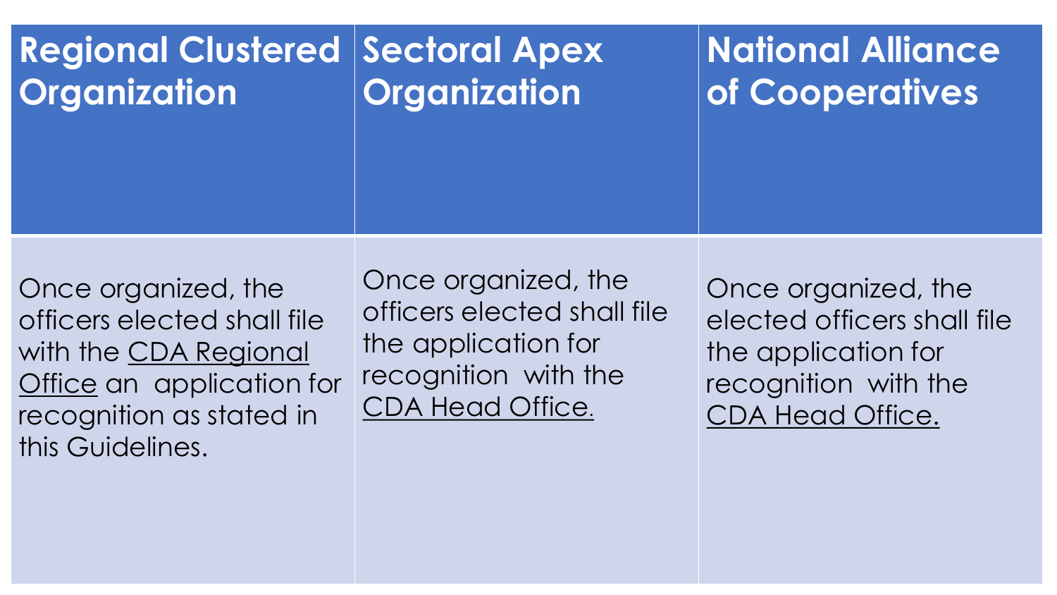| Regional Clustered Organization | Sectoral Apex Organization | National Alliance of Cooperatives |
|---|---|---|
| Once organized, the officers elected shall file with the <u>CDA Regional Office</u> an application for recognition as stated in this Guidelines. | Once organized, the officers elected shall file the application for recognition with the <u>CDA Head Office.</u> | Once organized, the elected officers shall file the application for recognition with the <u>CDA Head Office.</u> |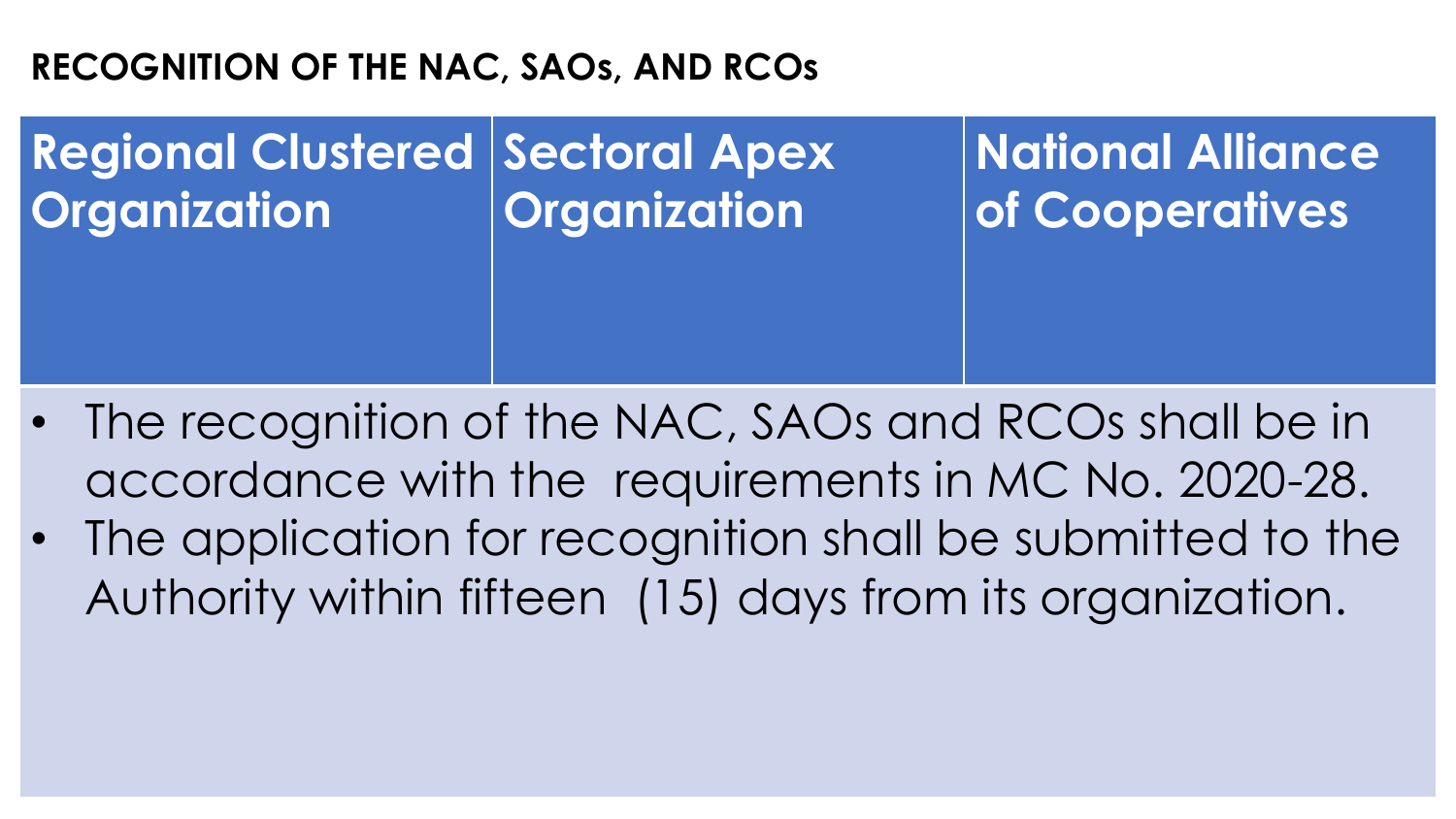## RECOGNITION OF THE NAC, SAOs, AND RCOs

| Regional Clustered Organization | Sectoral Apex Organization | National Alliance of Cooperatives |
|---|---|---|

- The recognition of the NAC, SAOs and RCOs shall be in accordance with the requirements in MC No. 2020-28.
- The application for recognition shall be submitted to the Authority within fifteen (15) days from its organization.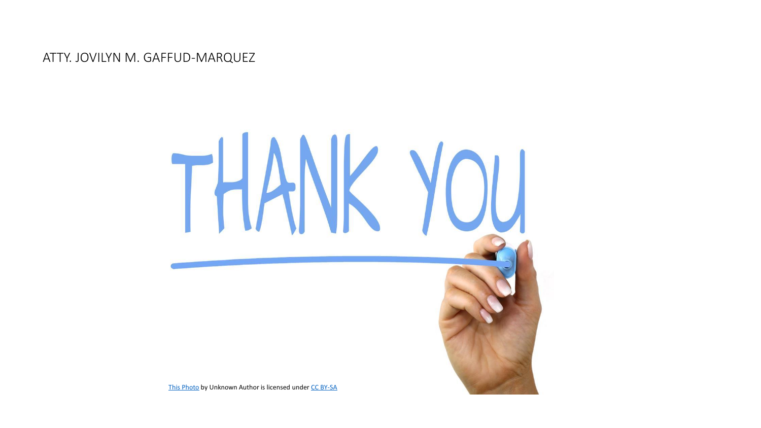ATTY. JOVILYN M. GAFFUD-MARQUEZ

THANK YOU

This Photo by Unknown Author is licensed under CC BY-SA